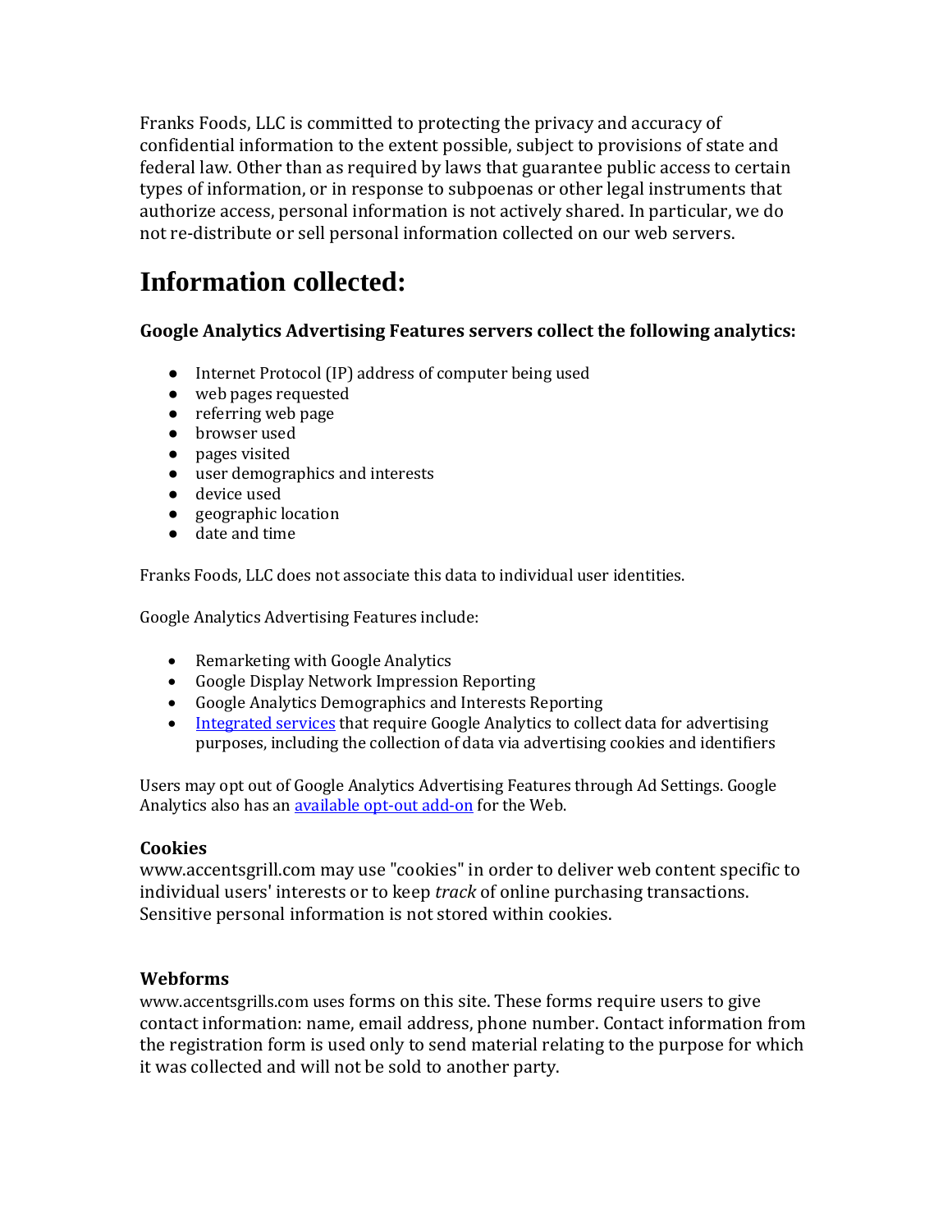Franks Foods, LLC is committed to protecting the privacy and accuracy of confidential information to the extent possible, subject to provisions of state and federal law. Other than as required by laws that guarantee public access to certain types of information, or in response to subpoenas or other legal instruments that authorize access, personal information is not actively shared. In particular, we do not re-distribute or sell personal information collected on our web servers.

# Information collected:

**Google Analytics Advertising Features servers collect the following analytics:**

- Internet Protocol (IP) address of computer being used
- web pages requested
- referring web page
- browser used
- pages visited
- user demographics and interests
- device used
- geographic location
- date and time

Franks Foods, LLC does not associate this data to individual user identities.

Google Analytics Advertising Features include:

- Remarketing with Google Analytics
- Google Display Network Impression Reporting
- Google Analytics Demographics and Interests Reporting
- Integrated services that require Google Analytics to collect data for advertising purposes, including the collection of data via advertising cookies and identifiers

Users may opt out of Google Analytics Advertising Features through Ad Settings. Google Analytics also has an available opt-out add-on for the Web.

**Cookies**

www.accentsgrill.com may use "cookies" in order to deliver web content specific to individual users' interests or to keep *track* of online purchasing transactions. Sensitive personal information is not stored within cookies.

**Webforms**

www.accentsgrills.com uses forms on this site. These forms require users to give contact information: name, email address, phone number. Contact information from the registration form is used only to send material relating to the purpose for which it was collected and will not be sold to another party.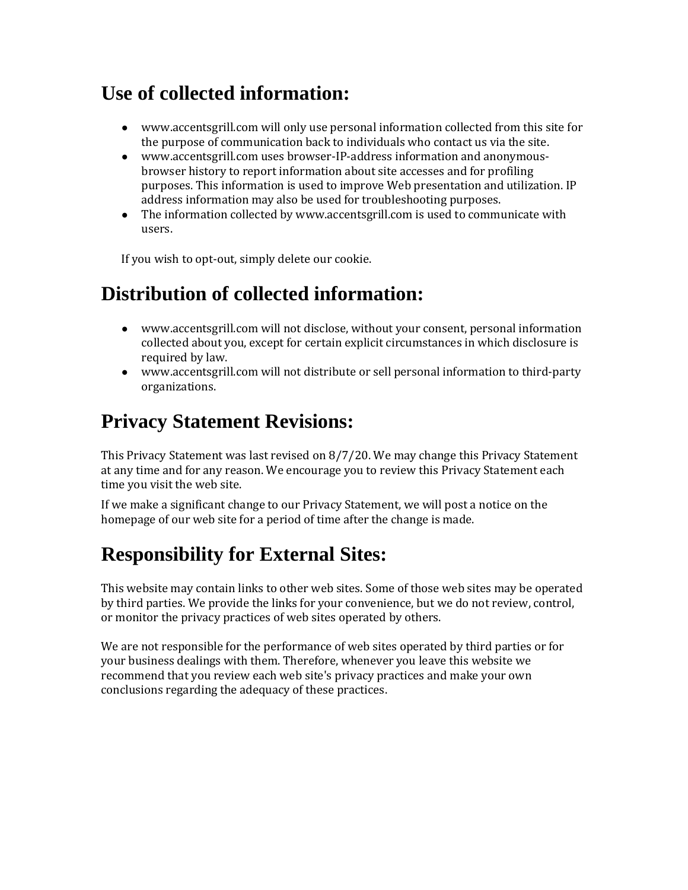## Use of collected information:

- www.accentsgrill.com will only use personal information collected from this site for the purpose of communication back to individuals who contact us via the site.
- www.accentsgrill.com uses browser-IP-address information and anonymous-browser history to report information about site accesses and for profiling purposes. This information is used to improve Web presentation and utilization. IP address information may also be used for troubleshooting purposes.
- The information collected by www.accentsgrill.com is used to communicate with users.

If you wish to opt-out, simply delete our cookie.

## Distribution of collected information:

- www.accentsgrill.com will not disclose, without your consent, personal information collected about you, except for certain explicit circumstances in which disclosure is required by law.
- www.accentsgrill.com will not distribute or sell personal information to third-party organizations.

## Privacy Statement Revisions:

This Privacy Statement was last revised on 8/7/20. We may change this Privacy Statement at any time and for any reason. We encourage you to review this Privacy Statement each time you visit the web site.

If we make a significant change to our Privacy Statement, we will post a notice on the homepage of our web site for a period of time after the change is made.

## Responsibility for External Sites:

This website may contain links to other web sites. Some of those web sites may be operated by third parties. We provide the links for your convenience, but we do not review, control, or monitor the privacy practices of web sites operated by others.

We are not responsible for the performance of web sites operated by third parties or for your business dealings with them. Therefore, whenever you leave this website we recommend that you review each web site's privacy practices and make your own conclusions regarding the adequacy of these practices.